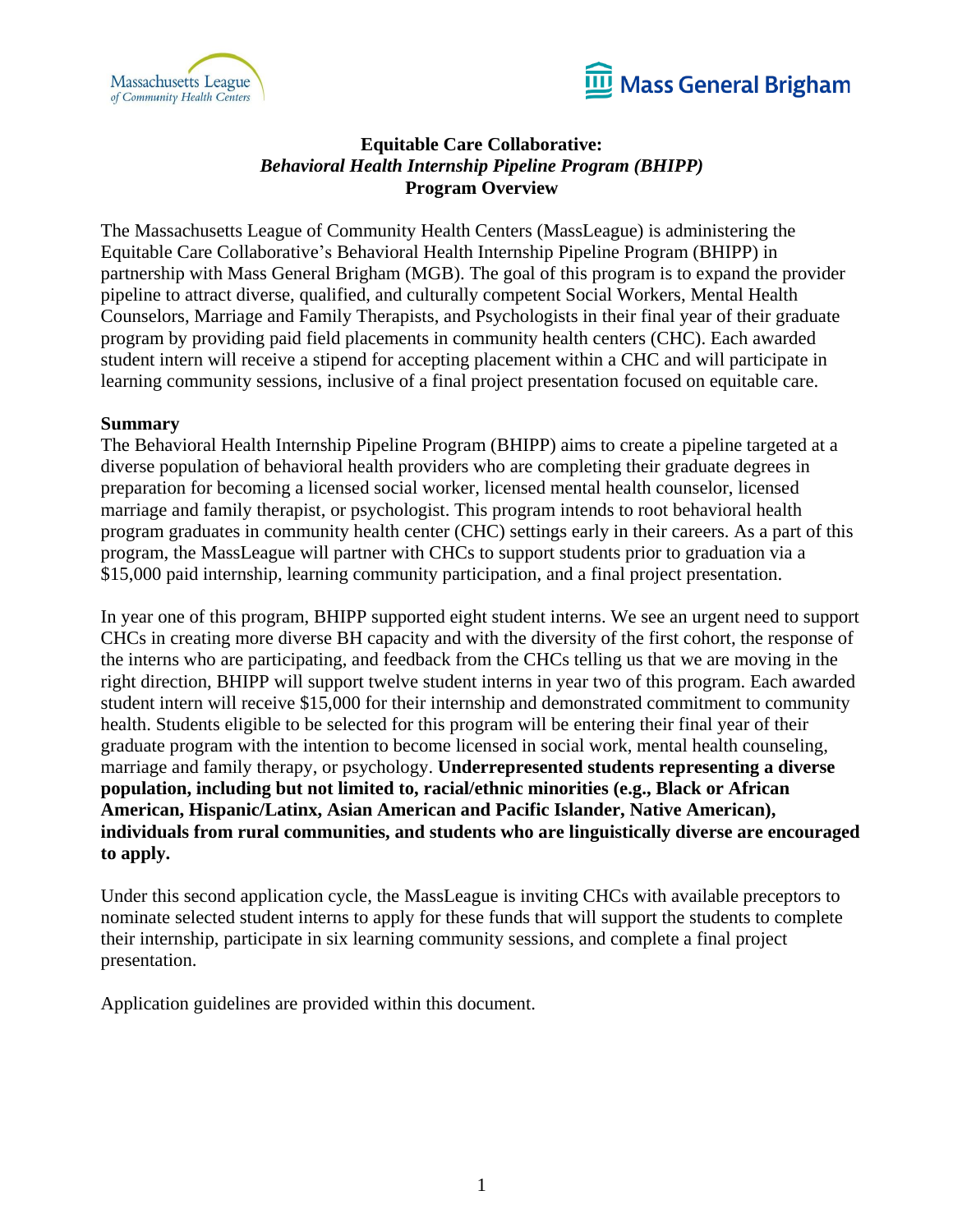# Equitable Care Collaborative:
## *Behavioral Health Internship Pipeline Program (BHIPP)*
## Program Overview

The Massachusetts League of Community Health Centers (MassLeague) is administering the Equitable Care Collaborative's Behavioral Health Internship Pipeline Program (BHIPP) in partnership with Mass General Brigham (MGB). The goal of this program is to expand the provider pipeline to attract diverse, qualified, and culturally competent Social Workers, Mental Health Counselors, Marriage and Family Therapists, and Psychologists in their final year of their graduate program by providing paid field placements in community health centers (CHC). Each awarded student intern will receive a stipend for accepting placement within a CHC and will participate in learning community sessions, inclusive of a final project presentation focused on equitable care.

**Summary**

The Behavioral Health Internship Pipeline Program (BHIPP) aims to create a pipeline targeted at a diverse population of behavioral health providers who are completing their graduate degrees in preparation for becoming a licensed social worker, licensed mental health counselor, licensed marriage and family therapist, or psychologist. This program intends to root behavioral health program graduates in community health center (CHC) settings early in their careers. As a part of this program, the MassLeague will partner with CHCs to support students prior to graduation via a $15,000 paid internship, learning community participation, and a final project presentation.

In year one of this program, BHIPP supported eight student interns. We see an urgent need to support CHCs in creating more diverse BH capacity and with the diversity of the first cohort, the response of the interns who are participating, and feedback from the CHCs telling us that we are moving in the right direction, BHIPP will support twelve student interns in year two of this program. Each awarded student intern will receive $15,000 for their internship and demonstrated commitment to community health. Students eligible to be selected for this program will be entering their final year of their graduate program with the intention to become licensed in social work, mental health counseling, marriage and family therapy, or psychology. **Underrepresented students representing a diverse population, including but not limited to, racial/ethnic minorities (e.g., Black or African American, Hispanic/Latinx, Asian American and Pacific Islander, Native American), individuals from rural communities, and students who are linguistically diverse are encouraged to apply.**

Under this second application cycle, the MassLeague is inviting CHCs with available preceptors to nominate selected student interns to apply for these funds that will support the students to complete their internship, participate in six learning community sessions, and complete a final project presentation.

Application guidelines are provided within this document.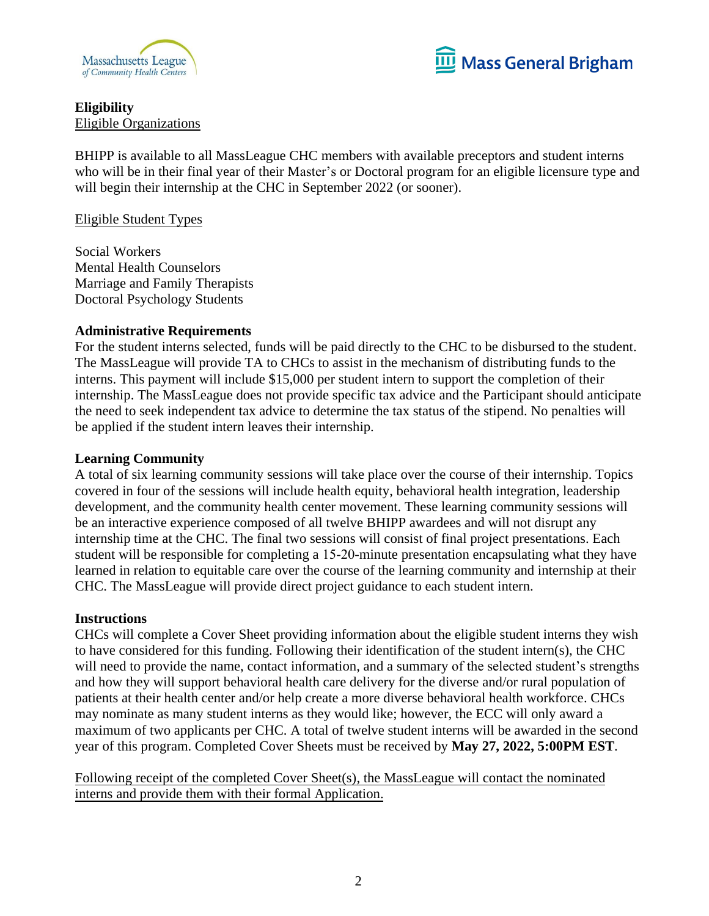**Eligibility**

Eligible Organizations

BHIPP is available to all MassLeague CHC members with available preceptors and student interns who will be in their final year of their Master's or Doctoral program for an eligible licensure type and will begin their internship at the CHC in September 2022 (or sooner).

Eligible Student Types

Social Workers
Mental Health Counselors
Marriage and Family Therapists
Doctoral Psychology Students

**Administrative Requirements**

For the student interns selected, funds will be paid directly to the CHC to be disbursed to the student. The MassLeague will provide TA to CHCs to assist in the mechanism of distributing funds to the interns. This payment will include $15,000 per student intern to support the completion of their internship. The MassLeague does not provide specific tax advice and the Participant should anticipate the need to seek independent tax advice to determine the tax status of the stipend. No penalties will be applied if the student intern leaves their internship.

**Learning Community**

A total of six learning community sessions will take place over the course of their internship. Topics covered in four of the sessions will include health equity, behavioral health integration, leadership development, and the community health center movement. These learning community sessions will be an interactive experience composed of all twelve BHIPP awardees and will not disrupt any internship time at the CHC. The final two sessions will consist of final project presentations. Each student will be responsible for completing a 15-20-minute presentation encapsulating what they have learned in relation to equitable care over the course of the learning community and internship at their CHC. The MassLeague will provide direct project guidance to each student intern.

**Instructions**

CHCs will complete a Cover Sheet providing information about the eligible student interns they wish to have considered for this funding. Following their identification of the student intern(s), the CHC will need to provide the name, contact information, and a summary of the selected student's strengths and how they will support behavioral health care delivery for the diverse and/or rural population of patients at their health center and/or help create a more diverse behavioral health workforce. CHCs may nominate as many student interns as they would like; however, the ECC will only award a maximum of two applicants per CHC. A total of twelve student interns will be awarded in the second year of this program. Completed Cover Sheets must be received by **May 27, 2022, 5:00PM EST**.

Following receipt of the completed Cover Sheet(s), the MassLeague will contact the nominated interns and provide them with their formal Application.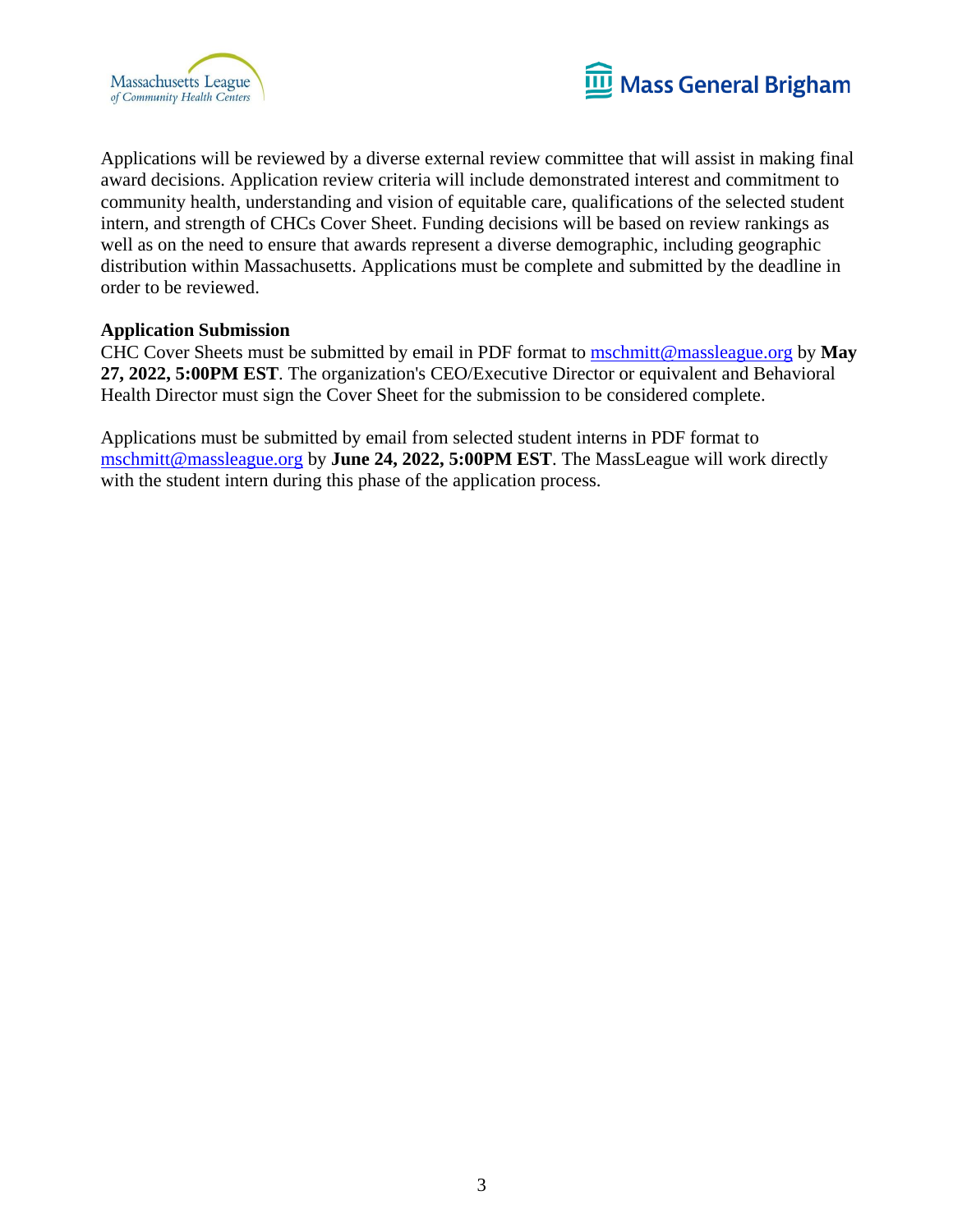Applications will be reviewed by a diverse external review committee that will assist in making final award decisions. Application review criteria will include demonstrated interest and commitment to community health, understanding and vision of equitable care, qualifications of the selected student intern, and strength of CHCs Cover Sheet. Funding decisions will be based on review rankings as well as on the need to ensure that awards represent a diverse demographic, including geographic distribution within Massachusetts. Applications must be complete and submitted by the deadline in order to be reviewed.

**Application Submission**

CHC Cover Sheets must be submitted by email in PDF format to mschmitt@massleague.org by **May 27, 2022, 5:00PM EST**. The organization's CEO/Executive Director or equivalent and Behavioral Health Director must sign the Cover Sheet for the submission to be considered complete.

Applications must be submitted by email from selected student interns in PDF format to mschmitt@massleague.org by **June 24, 2022, 5:00PM EST**. The MassLeague will work directly with the student intern during this phase of the application process.